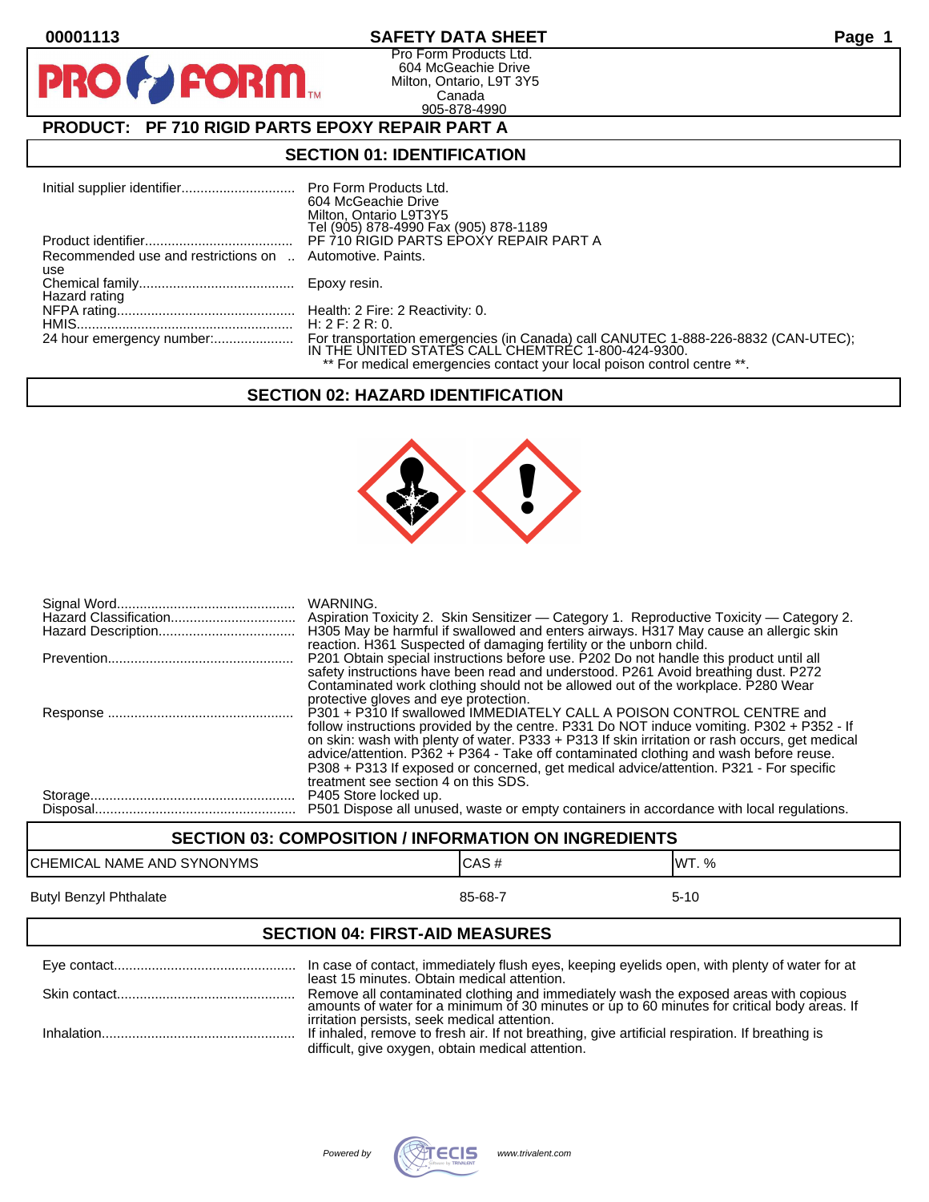00001113

# SAFETY DATA SHEET

Pro Form Products Ltd.
604 McGeachie Drive
Milton, Ontario, L9T 3Y5
Canada
905-878-4990

## PRODUCT: PF 710 RIGID PARTS EPOXY REPAIR PART A

## SECTION 01: IDENTIFICATION

| | |
|---|---|
| Initial supplier identifier | Pro Form Products Ltd. 604 McGeachie Drive Milton, Ontario L9T3Y5 Tel (905) 878-4990 Fax (905) 878-1189 |
| Product identifier | PF 710 RIGID PARTS EPOXY REPAIR PART A |
| Recommended use and restrictions on use | Automotive. Paints. |
| Chemical family | Epoxy resin. |
| Hazard rating | |
| NFPA rating | Health: 2 Fire: 2 Reactivity: 0. |
| HMIS | H: 2 F: 2 R: 0. |
| 24 hour emergency number: | For transportation emergencies (in Canada) call CANUTEC 1-888-226-8832 (CAN-UTEC); IN THE UNITED STATES CALL CHEMTREC 1-800-424-9300. ** For medical emergencies contact your local poison control centre **. |

## SECTION 02: HAZARD IDENTIFICATION

| | |
|---|---|
| Signal Word | WARNING. |
| Hazard Classification | Aspiration Toxicity 2. Skin Sensitizer — Category 1. Reproductive Toxicity — Category 2. |
| Hazard Description | H305 May be harmful if swallowed and enters airways. H317 May cause an allergic skin reaction. H361 Suspected of damaging fertility or the unborn child. |
| Prevention | P201 Obtain special instructions before use. P202 Do not handle this product until all safety instructions have been read and understood. P261 Avoid breathing dust. P272 Contaminated work clothing should not be allowed out of the workplace. P280 Wear protective gloves and eye protection. |
| Response | P301 + P310 If swallowed IMMEDIATELY CALL A POISON CONTROL CENTRE and follow instructions provided by the centre. P331 Do NOT induce vomiting. P302 + P352 - If on skin: wash with plenty of water. P333 + P313 If skin irritation or rash occurs, get medical advice/attention. P362 + P364 - Take off contaminated clothing and wash before reuse. P308 + P313 If exposed or concerned, get medical advice/attention. P321 - For specific treatment see section 4 on this SDS. |
| Storage | P405 Store locked up. |
| Disposal | P501 Dispose all unused, waste or empty containers in accordance with local regulations. |

## SECTION 03: COMPOSITION / INFORMATION ON INGREDIENTS

| CHEMICAL NAME AND SYNONYMS | CAS # | WT. % |
|---|---|---|
| Butyl Benzyl Phthalate | 85-68-7 | 5-10 |

## SECTION 04: FIRST-AID MEASURES

| | |
|---|---|
| Eye contact | In case of contact, immediately flush eyes, keeping eyelids open, with plenty of water for at least 15 minutes. Obtain medical attention. |
| Skin contact | Remove all contaminated clothing and immediately wash the exposed areas with copious amounts of water for a minimum of 30 minutes or up to 60 minutes for critical body areas. If irritation persists, seek medical attention. |
| Inhalation | If inhaled, remove to fresh air. If not breathing, give artificial respiration. If breathing is difficult, give oxygen, obtain medical attention. |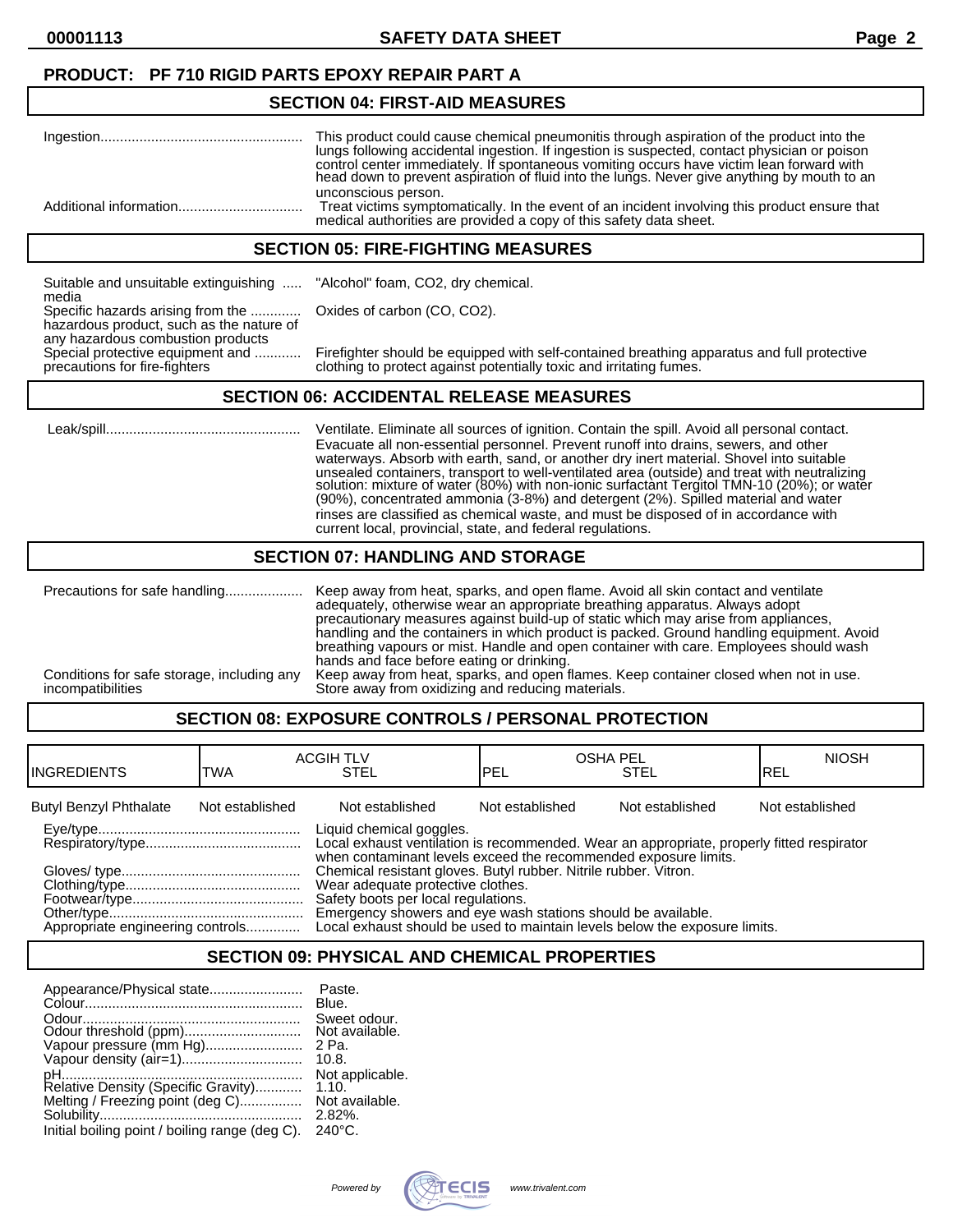**PRODUCT: PF 710 RIGID PARTS EPOXY REPAIR PART A**

## SECTION 04: FIRST-AID MEASURES

Ingestion................................................... This product could cause chemical pneumonitis through aspiration of the product into the lungs following accidental ingestion. If ingestion is suspected, contact physician or poison control center immediately. If spontaneous vomiting occurs have victim lean forward with head down to prevent aspiration of fluid into the lungs. Never give anything by mouth to an unconscious person.

Additional information................................ Treat victims symptomatically. In the event of an incident involving this product ensure that medical authorities are provided a copy of this safety data sheet.

## SECTION 05: FIRE-FIGHTING MEASURES

Suitable and unsuitable extinguishing media ..... "Alcohol" foam, $CO_2$, dry chemical.

Specific hazards arising from the hazardous product, such as the nature of any hazardous combustion products ............ Oxides of carbon (CO, $CO_2$).

Special protective equipment and precautions for fire-fighters ........... Firefighter should be equipped with self-contained breathing apparatus and full protective clothing to protect against potentially toxic and irritating fumes.

## SECTION 06: ACCIDENTAL RELEASE MEASURES

Leak/spill.................................................. Ventilate. Eliminate all sources of ignition. Contain the spill. Avoid all personal contact. Evacuate all non-essential personnel. Prevent runoff into drains, sewers, and other waterways. Absorb with earth, sand, or another dry inert material. Shovel into suitable unsealed containers, transport to well-ventilated area (outside) and treat with neutralizing solution: mixture of water (80%) with non-ionic surfactant Tergitol TMN-10 (20%); or water (90%), concentrated ammonia (3-8%) and detergent (2%). Spilled material and water rinses are classified as chemical waste, and must be disposed of in accordance with current local, provincial, state, and federal regulations.

## SECTION 07: HANDLING AND STORAGE

Precautions for safe handling.................... Keep away from heat, sparks, and open flame. Avoid all skin contact and ventilate adequately, otherwise wear an appropriate breathing apparatus. Always adopt precautionary measures against build-up of static which may arise from appliances, handling and the containers in which product is packed. Ground handling equipment. Avoid breathing vapours or mist. Handle and open container with care. Employees should wash hands and face before eating or drinking.

Conditions for safe storage, including any incompatibilities Keep away from heat, sparks, and open flames. Keep container closed when not in use. Store away from oxidizing and reducing materials.

## SECTION 08: EXPOSURE CONTROLS / PERSONAL PROTECTION

| INGREDIENTS | ACGIH TLV TWA | ACGIH TLV STEL | OSHA PEL PEL | OSHA PEL STEL | NIOSH REL |
|---|---|---|---|---|---|
| Butyl Benzyl Phthalate | Not established | Not established | Not established | Not established | Not established |

Eye/type.................................................... Liquid chemical goggles.

Respiratory/type........................................ Local exhaust ventilation is recommended. Wear an appropriate, properly fitted respirator when contaminant levels exceed the recommended exposure limits.

Gloves/ type.............................................. Chemical resistant gloves. Butyl rubber. Nitrile rubber. Vitron.

Clothing/type............................................. Wear adequate protective clothes.

Footwear/type............................................ Safety boots per local regulations.

Other/type.................................................. Emergency showers and eye wash stations should be available.

Appropriate engineering controls.............. Local exhaust should be used to maintain levels below the exposure limits.

## SECTION 09: PHYSICAL AND CHEMICAL PROPERTIES

Appearance/Physical state........................ Paste.
Colour........................................................ Blue.
Odour......................................................... Sweet odour.
Odour threshold (ppm).............................. Not available.
Vapour pressure (mm Hg)......................... 2 Pa.
Vapour density (air=1)............................... 10.8.
pH.............................................................. Not applicable.
Relative Density (Specific Gravity)............ 1.10.
Melting / Freezing point (deg C)................ Not available.
Solubility.................................................... 2.82%.
Initial boiling point / boiling range (deg C). 240°C.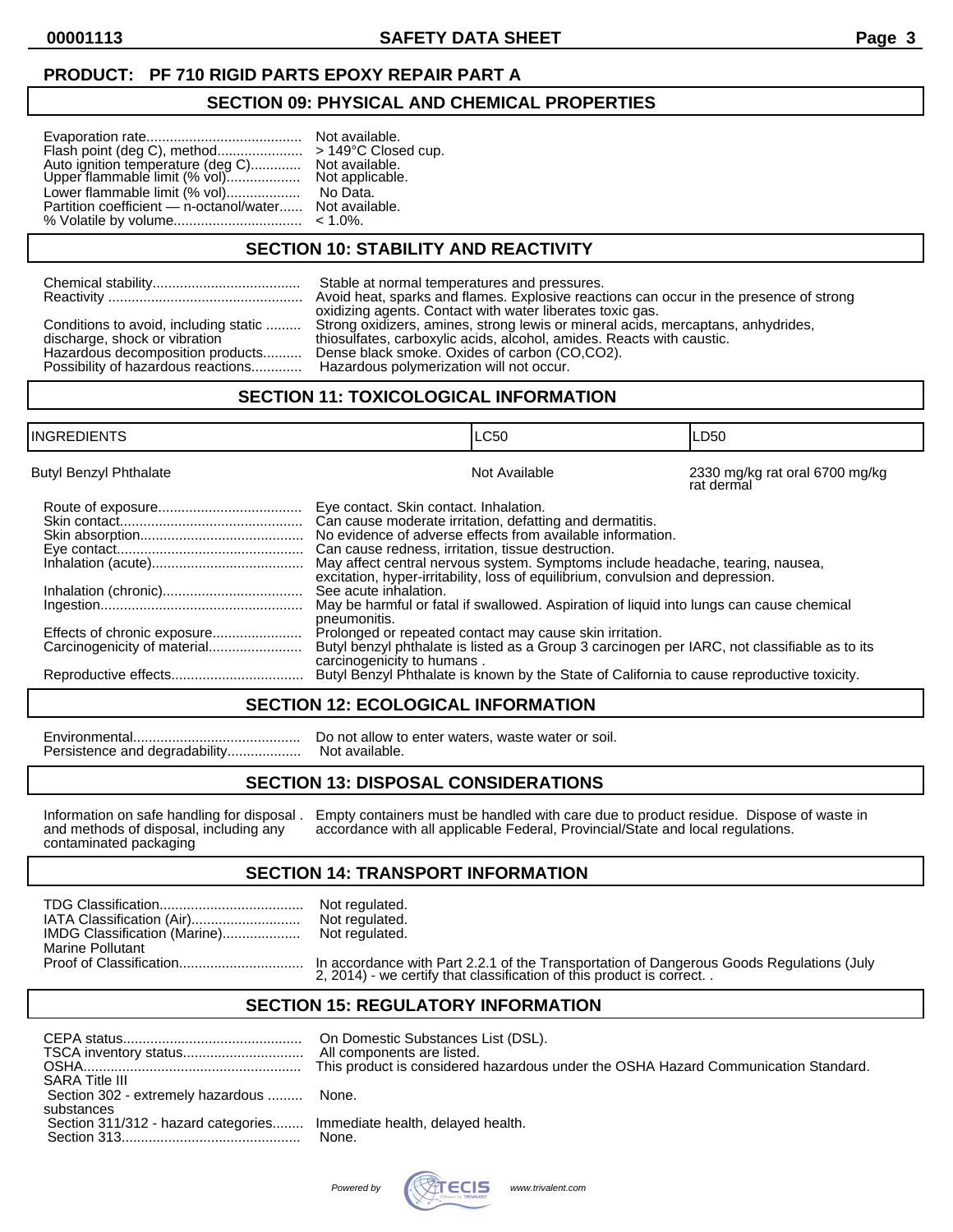**PRODUCT: PF 710 RIGID PARTS EPOXY REPAIR PART A**

## SECTION 09: PHYSICAL AND CHEMICAL PROPERTIES

| | |
|---|---|
| Evaporation rate | Not available. |
| Flash point (deg C), method | > 149°C Closed cup. |
| Auto ignition temperature (deg C) | Not available. |
| Upper flammable limit (% vol) | Not applicable. |
| Lower flammable limit (% vol) | No Data. |
| Partition coefficient — n-octanol/water | Not available. |
| % Volatile by volume | < 1.0%. |

## SECTION 10: STABILITY AND REACTIVITY

| | |
|---|---|
| Chemical stability | Stable at normal temperatures and pressures. |
| Reactivity | Avoid heat, sparks and flames. Explosive reactions can occur in the presence of strong oxidizing agents. Contact with water liberates toxic gas. |
| Conditions to avoid, including static discharge, shock or vibration | Strong oxidizers, amines, strong lewis or mineral acids, mercaptans, anhydrides, thiosulfates, carboxylic acids, alcohol, amides. Reacts with caustic. |
| Hazardous decomposition products | Dense black smoke. Oxides of carbon (CO,CO2). |
| Possibility of hazardous reactions | Hazardous polymerization will not occur. |

## SECTION 11: TOXICOLOGICAL INFORMATION

| INGREDIENTS | LC50 | LD50 |
|---|---|---|
| Butyl Benzyl Phthalate | Not Available | 2330 mg/kg rat oral 6700 mg/kg rat dermal |

| | |
|---|---|
| Route of exposure | Eye contact. Skin contact. Inhalation. |
| Skin contact | Can cause moderate irritation, defatting and dermatitis. |
| Skin absorption | No evidence of adverse effects from available information. |
| Eye contact | Can cause redness, irritation, tissue destruction. |
| Inhalation (acute) | May affect central nervous system. Symptoms include headache, tearing, nausea, excitation, hyper-irritability, loss of equilibrium, convulsion and depression. |
| Inhalation (chronic) | See acute inhalation. |
| Ingestion | May be harmful or fatal if swallowed. Aspiration of liquid into lungs can cause chemical pneumonitis. |
| Effects of chronic exposure | Prolonged or repeated contact may cause skin irritation. |
| Carcinogenicity of material | Butyl benzyl phthalate is listed as a Group 3 carcinogen per IARC, not classifiable as to its carcinogenicity to humans . |
| Reproductive effects | Butyl Benzyl Phthalate is known by the State of California to cause reproductive toxicity. |

## SECTION 12: ECOLOGICAL INFORMATION

| | |
|---|---|
| Environmental | Do not allow to enter waters, waste water or soil. |
| Persistence and degradability | Not available. |

## SECTION 13: DISPOSAL CONSIDERATIONS

| | |
|---|---|
| Information on safe handling for disposal and methods of disposal, including any contaminated packaging | Empty containers must be handled with care due to product residue. Dispose of waste in accordance with all applicable Federal, Provincial/State and local regulations. |

## SECTION 14: TRANSPORT INFORMATION

| | |
|---|---|
| TDG Classification | Not regulated. |
| IATA Classification (Air) | Not regulated. |
| IMDG Classification (Marine) | Not regulated. |
| Marine Pollutant | |
| Proof of Classification | In accordance with Part 2.2.1 of the Transportation of Dangerous Goods Regulations (July 2, 2014) - we certify that classification of this product is correct. . |

## SECTION 15: REGULATORY INFORMATION

| | |
|---|---|
| CEPA status | On Domestic Substances List (DSL). |
| TSCA inventory status | All components are listed. |
| OSHA | This product is considered hazardous under the OSHA Hazard Communication Standard. |
| SARA Title III | |
| Section 302 - extremely hazardous substances | None. |
| Section 311/312 - hazard categories | Immediate health, delayed health. |
| Section 313 | None. |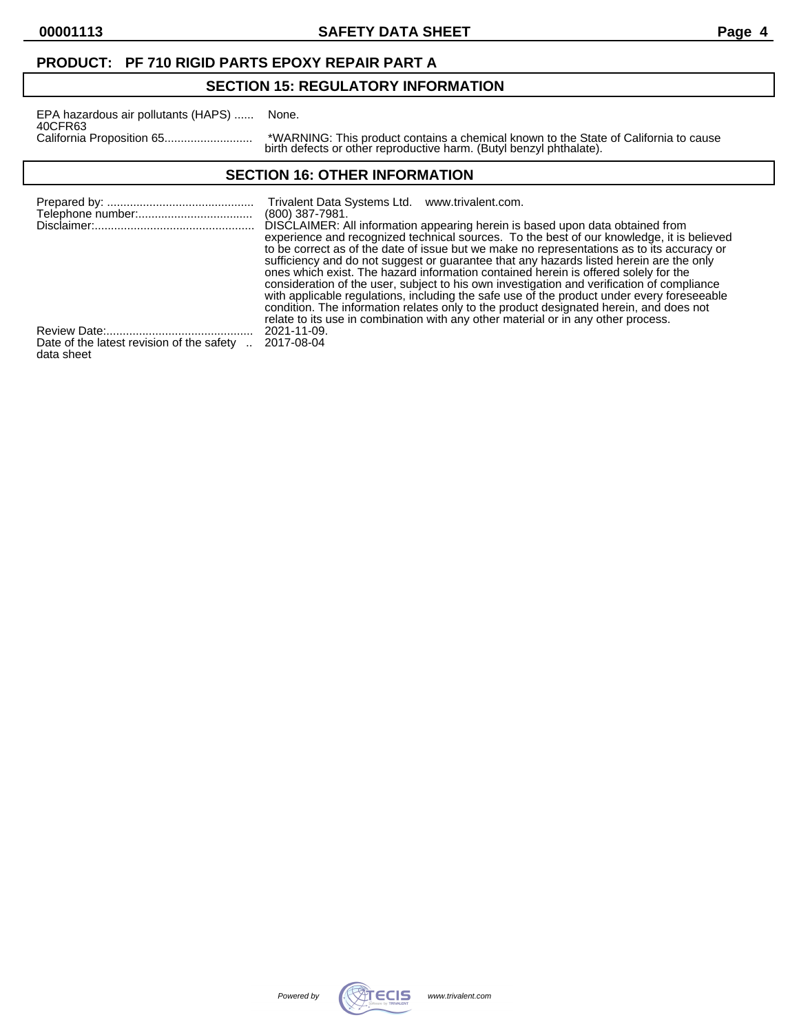**PRODUCT: PF 710 RIGID PARTS EPOXY REPAIR PART A**

## SECTION 15: REGULATORY INFORMATION

EPA hazardous air pollutants (HAPS) 40CFR63 ...... None.

California Proposition 65........................... *WARNING: This product contains a chemical known to the State of California to cause birth defects or other reproductive harm. (Butyl benzyl phthalate).

## SECTION 16: OTHER INFORMATION

Prepared by: ............................................ Trivalent Data Systems Ltd. www.trivalent.com.

Telephone number:.................................. (800) 387-7981.

Disclaimer:................................................ DISCLAIMER: All information appearing herein is based upon data obtained from experience and recognized technical sources. To the best of our knowledge, it is believed to be correct as of the date of issue but we make no representations as to its accuracy or sufficiency and do not suggest or guarantee that any hazards listed herein are the only ones which exist. The hazard information contained herein is offered solely for the consideration of the user, subject to his own investigation and verification of compliance with applicable regulations, including the safe use of the product under every foreseeable condition. The information relates only to the product designated herein, and does not relate to its use in combination with any other material or in any other process.

Review Date:............................................ 2021-11-09.

Date of the latest revision of the safety data sheet .. 2017-08-04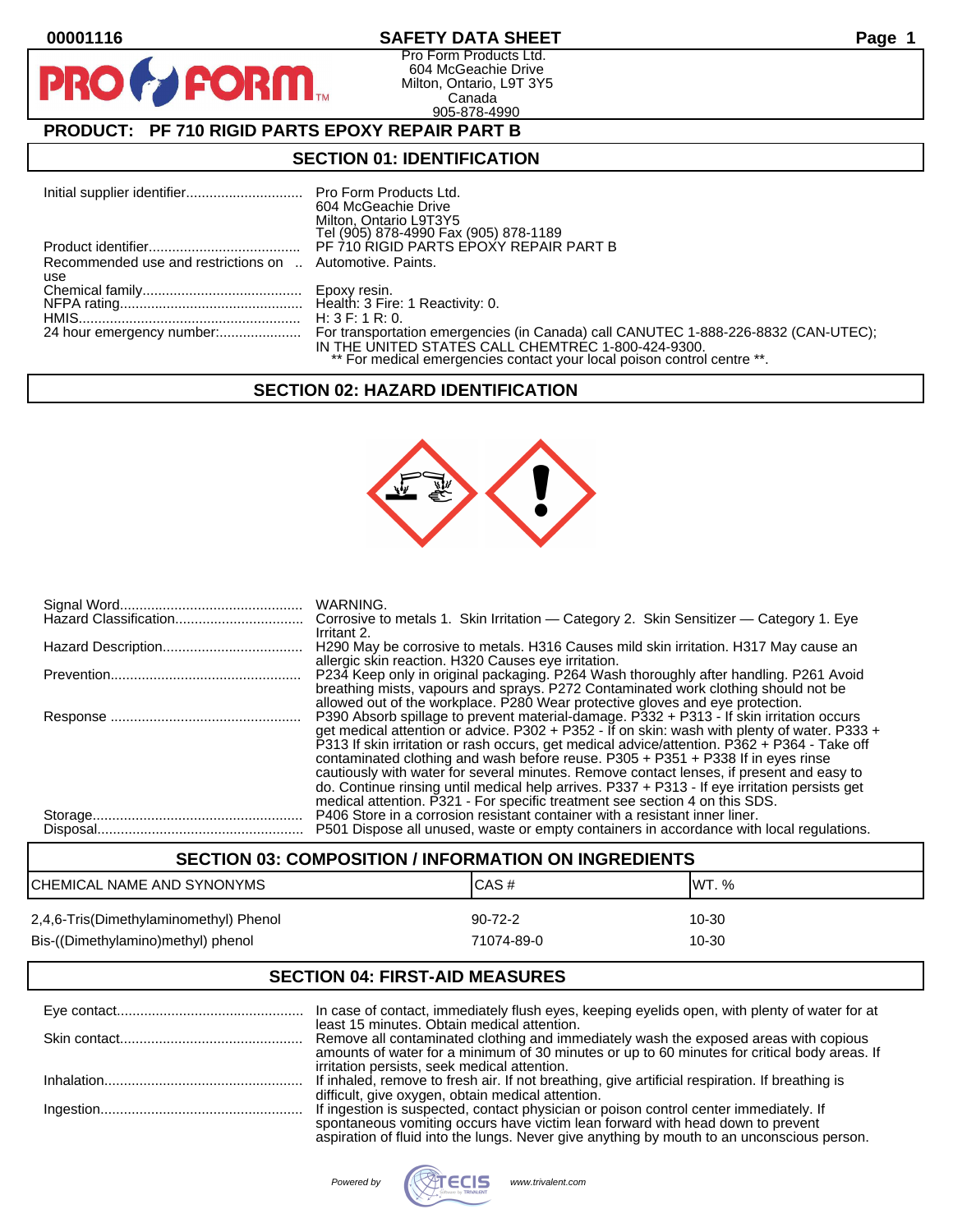00001116 **SAFETY DATA SHEET**

Pro Form Products Ltd.
604 McGeachie Drive
Milton, Ontario, L9T 3Y5
Canada
905-878-4990

## PRODUCT: PF 710 RIGID PARTS EPOXY REPAIR PART B

## SECTION 01: IDENTIFICATION

| | |
|---|---|
| Initial supplier identifier | Pro Form Products Ltd. 604 McGeachie Drive Milton, Ontario L9T3Y5 Tel (905) 878-4990 Fax (905) 878-1189 |
| Product identifier | PF 710 RIGID PARTS EPOXY REPAIR PART B |
| Recommended use and restrictions on use | Automotive. Paints. |
| Chemical family | Epoxy resin. |
| NFPA rating | Health: 3 Fire: 1 Reactivity: 0. |
| HMIS | H: 3 F: 1 R: 0. |
| 24 hour emergency number: | For transportation emergencies (in Canada) call CANUTEC 1-888-226-8832 (CAN-UTEC); IN THE UNITED STATES CALL CHEMTREC 1-800-424-9300. ** For medical emergencies contact your local poison control centre **. |

## SECTION 02: HAZARD IDENTIFICATION

| | |
|---|---|
| Signal Word | WARNING. |
| Hazard Classification | Corrosive to metals 1. Skin Irritation — Category 2. Skin Sensitizer — Category 1. Eye Irritant 2. |
| Hazard Description | H290 May be corrosive to metals. H316 Causes mild skin irritation. H317 May cause an allergic skin reaction. H320 Causes eye irritation. |
| Prevention | P234 Keep only in original packaging. P264 Wash thoroughly after handling. P261 Avoid breathing mists, vapours and sprays. P272 Contaminated work clothing should not be allowed out of the workplace. P280 Wear protective gloves and eye protection. |
| Response | P390 Absorb spillage to prevent material-damage. P332 + P313 - If skin irritation occurs get medical attention or advice. P302 + P352 - If on skin: wash with plenty of water. P333 + P313 If skin irritation or rash occurs, get medical advice/attention. P362 + P364 - Take off contaminated clothing and wash before reuse. P305 + P351 + P338 If in eyes rinse cautiously with water for several minutes. Remove contact lenses, if present and easy to do. Continue rinsing until medical help arrives. P337 + P313 - If eye irritation persists get medical attention. P321 - For specific treatment see section 4 on this SDS. |
| Storage | P406 Store in a corrosion resistant container with a resistant inner liner. |
| Disposal | P501 Dispose all unused, waste or empty containers in accordance with local regulations. |

## SECTION 03: COMPOSITION / INFORMATION ON INGREDIENTS

| CHEMICAL NAME AND SYNONYMS | CAS # | WT. % |
|---|---|---|
| 2,4,6-Tris(Dimethylaminomethyl) Phenol | 90-72-2 | 10-30 |
| Bis-((Dimethylamino)methyl) phenol | 71074-89-0 | 10-30 |

## SECTION 04: FIRST-AID MEASURES

| | |
|---|---|
| Eye contact | In case of contact, immediately flush eyes, keeping eyelids open, with plenty of water for at least 15 minutes. Obtain medical attention. |
| Skin contact | Remove all contaminated clothing and immediately wash the exposed areas with copious amounts of water for a minimum of 30 minutes or up to 60 minutes for critical body areas. If irritation persists, seek medical attention. |
| Inhalation | If inhaled, remove to fresh air. If not breathing, give artificial respiration. If breathing is difficult, give oxygen, obtain medical attention. |
| Ingestion | If ingestion is suspected, contact physician or poison control center immediately. If spontaneous vomiting occurs have victim lean forward with head down to prevent aspiration of fluid into the lungs. Never give anything by mouth to an unconscious person. |

Powered by TECIS www.trivalent.com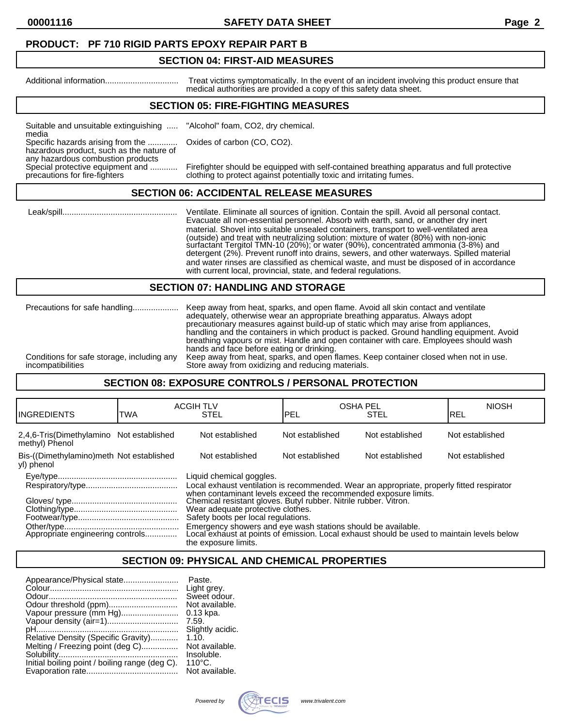**PRODUCT: PF 710 RIGID PARTS EPOXY REPAIR PART B**

## SECTION 04: FIRST-AID MEASURES

Additional information................................ Treat victims symptomatically. In the event of an incident involving this product ensure that medical authorities are provided a copy of this safety data sheet.

## SECTION 05: FIRE-FIGHTING MEASURES

Suitable and unsuitable extinguishing media ..... "Alcohol" foam, CO2, dry chemical.

Specific hazards arising from the hazardous product, such as the nature of any hazardous combustion products ............ Oxides of carbon (CO, CO2).

Special protective equipment and precautions for fire-fighters ............ Firefighter should be equipped with self-contained breathing apparatus and full protective clothing to protect against potentially toxic and irritating fumes.

## SECTION 06: ACCIDENTAL RELEASE MEASURES

Leak/spill.................................................. Ventilate. Eliminate all sources of ignition. Contain the spill. Avoid all personal contact. Evacuate all non-essential personnel. Absorb with earth, sand, or another dry inert material. Shovel into suitable unsealed containers, transport to well-ventilated area (outside) and treat with neutralizing solution: mixture of water (80%) with non-ionic surfactant Tergitol TMN-10 (20%); or water (90%), concentrated ammonia (3-8%) and detergent (2%). Prevent runoff into drains, sewers, and other waterways. Spilled material and water rinses are classified as chemical waste, and must be disposed of in accordance with current local, provincial, state, and federal regulations.

## SECTION 07: HANDLING AND STORAGE

Precautions for safe handling.................... Keep away from heat, sparks, and open flame. Avoid all skin contact and ventilate adequately, otherwise wear an appropriate breathing apparatus. Always adopt precautionary measures against build-up of static which may arise from appliances, handling and the containers in which product is packed. Ground handling equipment. Avoid breathing vapours or mist. Handle and open container with care. Employees should wash hands and face before eating or drinking.

Conditions for safe storage, including any incompatibilities Keep away from heat, sparks, and open flames. Keep container closed when not in use. Store away from oxidizing and reducing materials.

## SECTION 08: EXPOSURE CONTROLS / PERSONAL PROTECTION

| INGREDIENTS | ACGIH TLV TWA | ACGIH TLV STEL | OSHA PEL PEL | OSHA PEL STEL | NIOSH REL |
|---|---|---|---|---|---|
| 2,4,6-Tris(Dimethylamino methyl) Phenol | Not established | Not established | Not established | Not established | Not established |
| Bis-((Dimethylamino)methyl) phenol | Not established | Not established | Not established | Not established | Not established |

Eye/type.................................................... Liquid chemical goggles.

Respiratory/type........................................ Local exhaust ventilation is recommended. Wear an appropriate, properly fitted respirator when contaminant levels exceed the recommended exposure limits.

Gloves/ type.............................................. Chemical resistant gloves. Butyl rubber. Nitrile rubber. Vitron.

Clothing/type............................................. Wear adequate protective clothes.

Footwear/type............................................ Safety boots per local regulations.

Other/type.................................................. Emergency showers and eye wash stations should be available.

Appropriate engineering controls.............. Local exhaust at points of emission. Local exhaust should be used to maintain levels below the exposure limits.

## SECTION 09: PHYSICAL AND CHEMICAL PROPERTIES

Appearance/Physical state........................ Paste.
Colour........................................................ Light grey.
Odour........................................................ Sweet odour.
Odour threshold (ppm).............................. Not available.
Vapour pressure (mm Hg).......................... 0.13 kpa.
Vapour density (air=1)............................... 7.59.
pH.............................................................. Slightly acidic.
Relative Density (Specific Gravity)............ 1.10.
Melting / Freezing point (deg C)................ Not available.
Solubility.................................................... Insoluble.
Initial boiling point / boiling range (deg C). 110°C.
Evaporation rate........................................ Not available.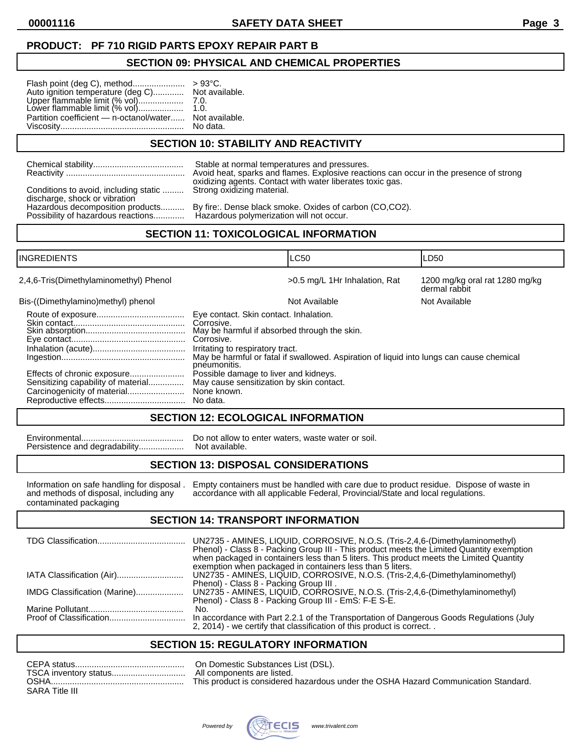**PRODUCT: PF 710 RIGID PARTS EPOXY REPAIR PART B**

## SECTION 09: PHYSICAL AND CHEMICAL PROPERTIES

| | |
|---|---|
| Flash point (deg C), method | > 93°C. |
| Auto ignition temperature (deg C) | Not available. |
| Upper flammable limit (% vol) | 7.0. |
| Lower flammable limit (% vol) | 1.0. |
| Partition coefficient — n-octanol/water | Not available. |
| Viscosity | No data. |

## SECTION 10: STABILITY AND REACTIVITY

| | |
|---|---|
| Chemical stability | Stable at normal temperatures and pressures. |
| Reactivity | Avoid heat, sparks and flames. Explosive reactions can occur in the presence of strong oxidizing agents. Contact with water liberates toxic gas. |
| Conditions to avoid, including static discharge, shock or vibration | Strong oxidizing material. |
| Hazardous decomposition products | By fire:. Dense black smoke. Oxides of carbon (CO,CO2). |
| Possibility of hazardous reactions | Hazardous polymerization will not occur. |

## SECTION 11: TOXICOLOGICAL INFORMATION

| INGREDIENTS | LC50 | LD50 |
|---|---|---|
| 2,4,6-Tris(Dimethylaminomethyl) Phenol | >0.5 mg/L 1Hr Inhalation, Rat | 1200 mg/kg oral rat 1280 mg/kg dermal rabbit |
| Bis-((Dimethylamino)methyl) phenol | Not Available | Not Available |

| | |
|---|---|
| Route of exposure | Eye contact. Skin contact. Inhalation. |
| Skin contact | Corrosive. |
| Skin absorption | May be harmful if absorbed through the skin. |
| Eye contact | Corrosive. |
| Inhalation (acute) | Irritating to respiratory tract. |
| Ingestion | May be harmful or fatal if swallowed. Aspiration of liquid into lungs can cause chemical pneumonitis. |
| Effects of chronic exposure | Possible damage to liver and kidneys. |
| Sensitizing capability of material | May cause sensitization by skin contact. |
| Carcinogenicity of material | None known. |
| Reproductive effects | No data. |

## SECTION 12: ECOLOGICAL INFORMATION

| | |
|---|---|
| Environmental | Do not allow to enter waters, waste water or soil. |
| Persistence and degradability | Not available. |

## SECTION 13: DISPOSAL CONSIDERATIONS

| | |
|---|---|
| Information on safe handling for disposal and methods of disposal, including any contaminated packaging | Empty containers must be handled with care due to product residue. Dispose of waste in accordance with all applicable Federal, Provincial/State and local regulations. |

## SECTION 14: TRANSPORT INFORMATION

| | |
|---|---|
| TDG Classification | UN2735 - AMINES, LIQUID, CORROSIVE, N.O.S. (Tris-2,4,6-(Dimethylaminomethyl) Phenol) - Class 8 - Packing Group III - This product meets the Limited Quantity exemption when packaged in containers less than 5 liters. This product meets the Limited Quantity exemption when packaged in containers less than 5 liters. |
| IATA Classification (Air) | UN2735 - AMINES, LIQUID, CORROSIVE, N.O.S. (Tris-2,4,6-(Dimethylaminomethyl) Phenol) - Class 8 - Packing Group III . |
| IMDG Classification (Marine) | UN2735 - AMINES, LIQUID, CORROSIVE, N.O.S. (Tris-2,4,6-(Dimethylaminomethyl) Phenol) - Class 8 - Packing Group III - EmS: F-E S-E. |
| Marine Pollutant | No. |
| Proof of Classification | In accordance with Part 2.2.1 of the Transportation of Dangerous Goods Regulations (July 2, 2014) - we certify that classification of this product is correct. . |

## SECTION 15: REGULATORY INFORMATION

| | |
|---|---|
| CEPA status | On Domestic Substances List (DSL). |
| TSCA inventory status | All components are listed. |
| OSHA | This product is considered hazardous under the OSHA Hazard Communication Standard. |
| SARA Title III | |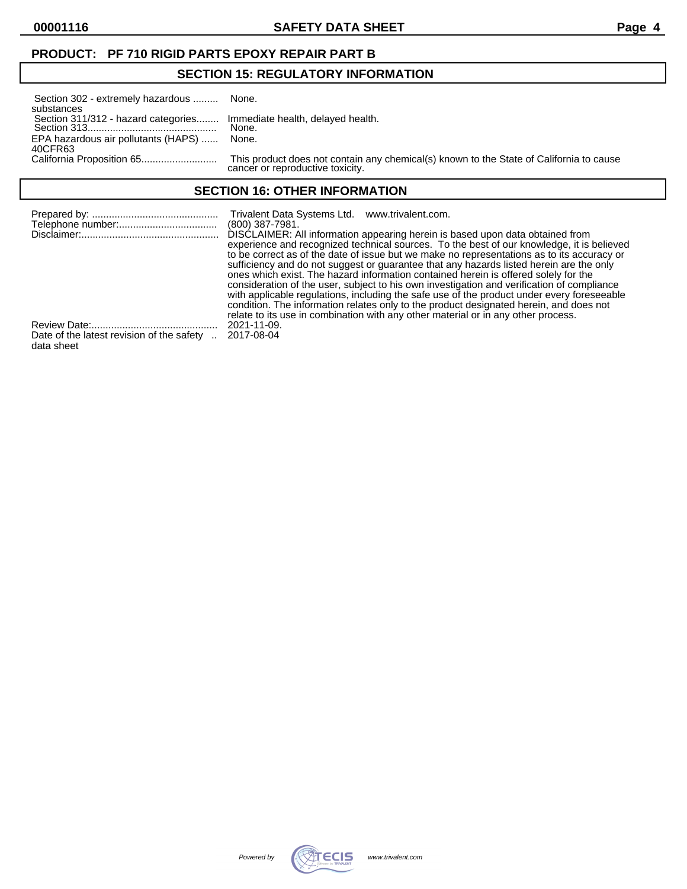**PRODUCT: PF 710 RIGID PARTS EPOXY REPAIR PART B**

## SECTION 15: REGULATORY INFORMATION

| | |
|---|---|
| Section 302 - extremely hazardous substances | None. |
| Section 311/312 - hazard categories | Immediate health, delayed health. |
| Section 313 | None. |
| EPA hazardous air pollutants (HAPS) 40CFR63 | None. |
| California Proposition 65 | This product does not contain any chemical(s) known to the State of California to cause cancer or reproductive toxicity. |

## SECTION 16: OTHER INFORMATION

| | |
|---|---|
| Prepared by: | Trivalent Data Systems Ltd. www.trivalent.com. |
| Telephone number: | (800) 387-7981. |
| Disclaimer: | DISCLAIMER: All information appearing herein is based upon data obtained from experience and recognized technical sources. To the best of our knowledge, it is believed to be correct as of the date of issue but we make no representations as to its accuracy or sufficiency and do not suggest or guarantee that any hazards listed herein are the only ones which exist. The hazard information contained herein is offered solely for the consideration of the user, subject to his own investigation and verification of compliance with applicable regulations, including the safe use of the product under every foreseeable condition. The information relates only to the product designated herein, and does not relate to its use in combination with any other material or in any other process. |
| Review Date: | 2021-11-09. |
| Date of the latest revision of the safety data sheet | 2017-08-04 |